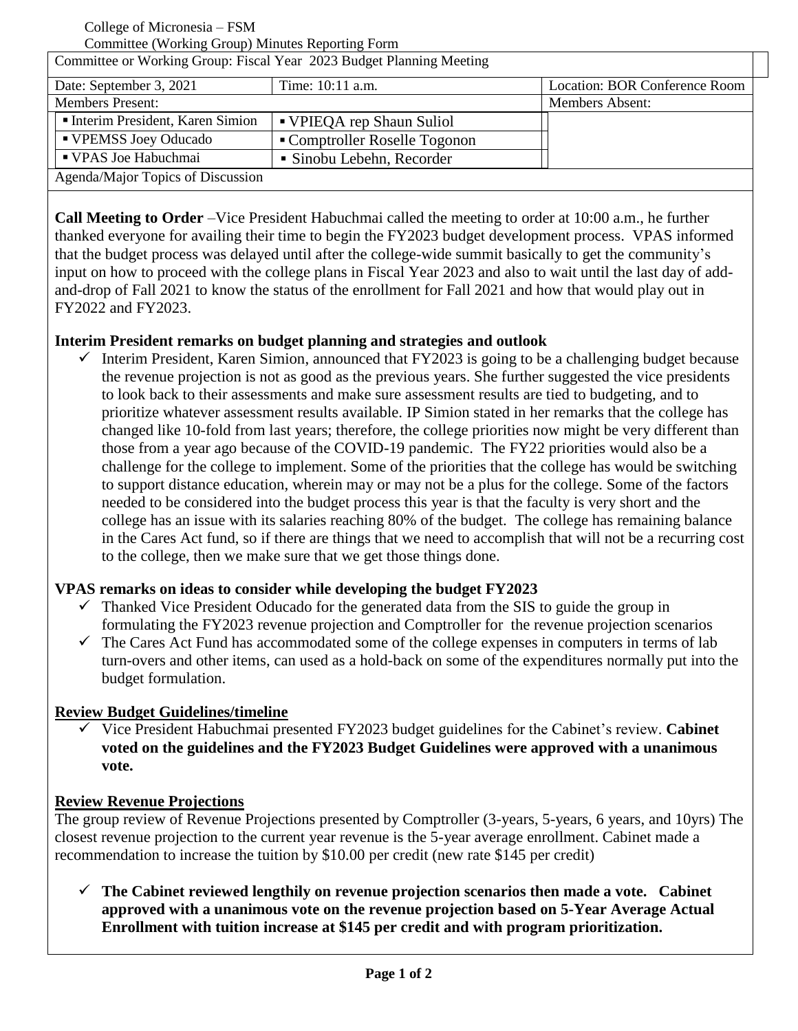College of Micronesia – FSM
Committee (Working Group) Minutes Reporting Form

| Committee or Working Group: Fiscal Year 2023 Budget Planning Meeting | | |
|---|---|---|
| Date: September 3, 2021 | Time: 10:11 a.m. | Location: BOR Conference Room |
| Members Present: | | Members Absent: |
| ▪ Interim President, Karen Simion | ▪ VPIEQA rep Shaun Suliol | |
| ▪ VPEMSS Joey Oducado | ▪ Comptroller Roselle Togonon | |
| ▪ VPAS Joe Habuchmai | ▪ Sinobu Lebehn, Recorder | |
| Agenda/Major Topics of Discussion | | |

**Call Meeting to Order** –Vice President Habuchmai called the meeting to order at 10:00 a.m., he further thanked everyone for availing their time to begin the FY2023 budget development process. VPAS informed that the budget process was delayed until after the college-wide summit basically to get the community's input on how to proceed with the college plans in Fiscal Year 2023 and also to wait until the last day of add-and-drop of Fall 2021 to know the status of the enrollment for Fall 2021 and how that would play out in FY2022 and FY2023.

**Interim President remarks on budget planning and strategies and outlook**

- ✓ Interim President, Karen Simion, announced that FY2023 is going to be a challenging budget because the revenue projection is not as good as the previous years. She further suggested the vice presidents to look back to their assessments and make sure assessment results are tied to budgeting, and to prioritize whatever assessment results available. IP Simion stated in her remarks that the college has changed like 10-fold from last years; therefore, the college priorities now might be very different than those from a year ago because of the COVID-19 pandemic. The FY22 priorities would also be a challenge for the college to implement. Some of the priorities that the college has would be switching to support distance education, wherein may or may not be a plus for the college. Some of the factors needed to be considered into the budget process this year is that the faculty is very short and the college has an issue with its salaries reaching 80% of the budget. The college has remaining balance in the Cares Act fund, so if there are things that we need to accomplish that will not be a recurring cost to the college, then we make sure that we get those things done.

**VPAS remarks on ideas to consider while developing the budget FY2023**

- ✓ Thanked Vice President Oducado for the generated data from the SIS to guide the group in formulating the FY2023 revenue projection and Comptroller for the revenue projection scenarios
- ✓ The Cares Act Fund has accommodated some of the college expenses in computers in terms of lab turn-overs and other items, can used as a hold-back on some of the expenditures normally put into the budget formulation.

**Review Budget Guidelines/timeline**

- ✓ Vice President Habuchmai presented FY2023 budget guidelines for the Cabinet's review. **Cabinet voted on the guidelines and the FY2023 Budget Guidelines were approved with a unanimous vote.**

**Review Revenue Projections**

The group review of Revenue Projections presented by Comptroller (3-years, 5-years, 6 years, and 10yrs) The closest revenue projection to the current year revenue is the 5-year average enrollment. Cabinet made a recommendation to increase the tuition by $10.00 per credit (new rate $145 per credit)

- ✓ **The Cabinet reviewed lengthily on revenue projection scenarios then made a vote. Cabinet approved with a unanimous vote on the revenue projection based on 5-Year Average Actual Enrollment with tuition increase at $145 per credit and with program prioritization.**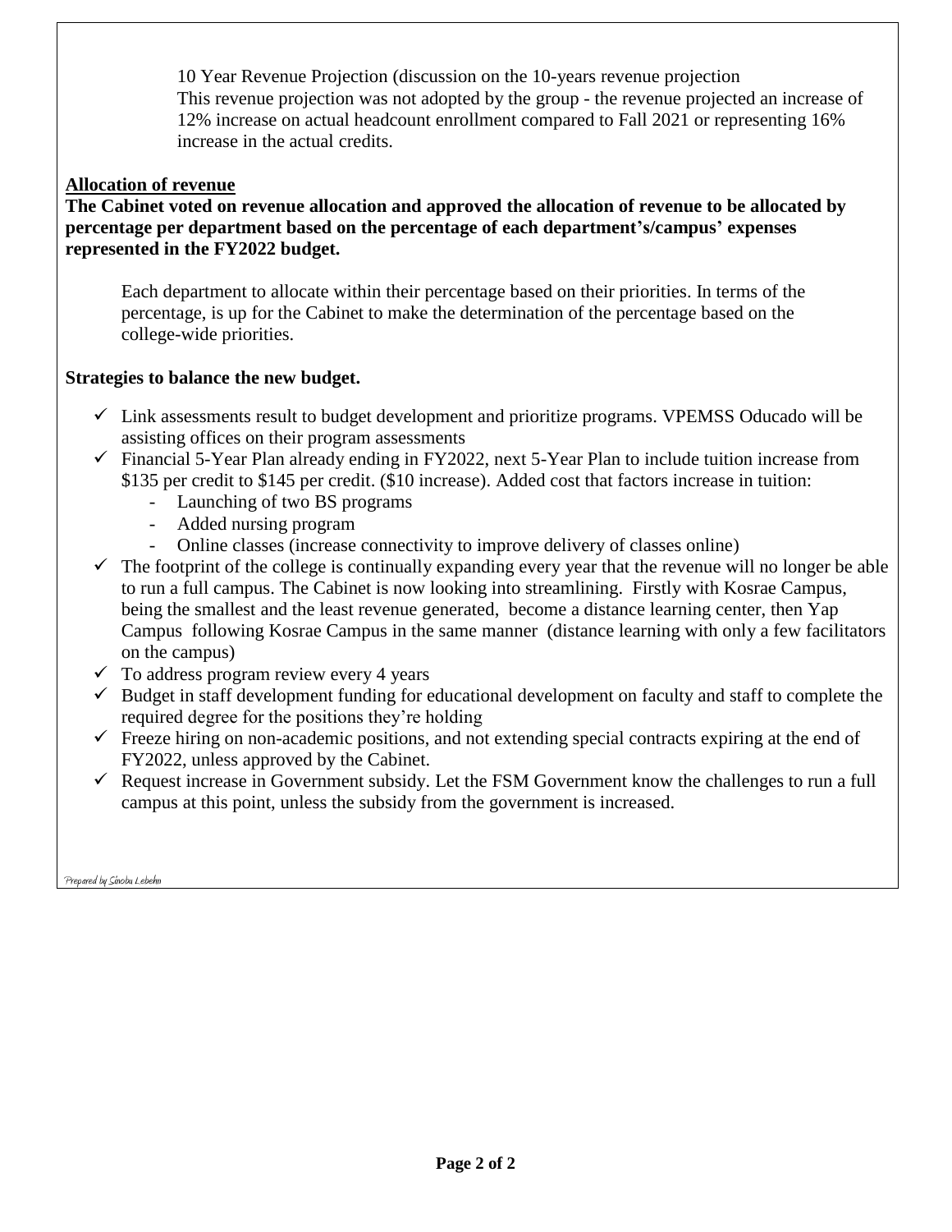10 Year Revenue Projection (discussion on the 10-years revenue projection

This revenue projection was not adopted by the group - the revenue projected an increase of 12% increase on actual headcount enrollment compared to Fall 2021 or representing 16% increase in the actual credits.

**Allocation of revenue**

**The Cabinet voted on revenue allocation and approved the allocation of revenue to be allocated by percentage per department based on the percentage of each department's/campus' expenses represented in the FY2022 budget.**

Each department to allocate within their percentage based on their priorities. In terms of the percentage, is up for the Cabinet to make the determination of the percentage based on the college-wide priorities.

**Strategies to balance the new budget.**

- ✓ Link assessments result to budget development and prioritize programs. VPEMSS Oducado will be assisting offices on their program assessments
- ✓ Financial 5-Year Plan already ending in FY2022, next 5-Year Plan to include tuition increase from \$135 per credit to \$145 per credit. (\$10 increase). Added cost that factors increase in tuition:
  - Launching of two BS programs
  - Added nursing program
  - Online classes (increase connectivity to improve delivery of classes online)
- ✓ The footprint of the college is continually expanding every year that the revenue will no longer be able to run a full campus. The Cabinet is now looking into streamlining. Firstly with Kosrae Campus, being the smallest and the least revenue generated, become a distance learning center, then Yap Campus following Kosrae Campus in the same manner (distance learning with only a few facilitators on the campus)
- ✓ To address program review every 4 years
- ✓ Budget in staff development funding for educational development on faculty and staff to complete the required degree for the positions they're holding
- ✓ Freeze hiring on non-academic positions, and not extending special contracts expiring at the end of FY2022, unless approved by the Cabinet.
- ✓ Request increase in Government subsidy. Let the FSM Government know the challenges to run a full campus at this point, unless the subsidy from the government is increased.

*Prepared by Shobu Lebehn*